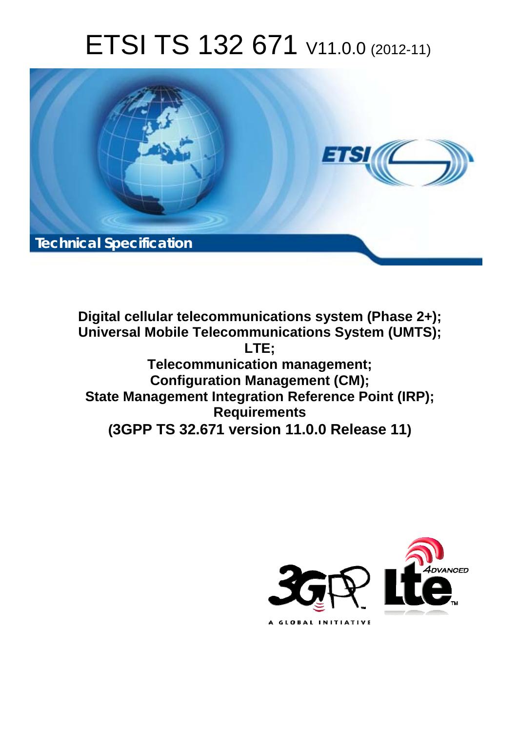# ETSI TS 132 671 V11.0.0 (2012-11)

**Technical Specification**

**Digital cellular telecommunications system (Phase 2+);**
**Universal Mobile Telecommunications System (UMTS);**
**LTE;**
**Telecommunication management;**
**Configuration Management (CM);**
**State Management Integration Reference Point (IRP);**
**Requirements**
**(3GPP TS 32.671 version 11.0.0 Release 11)**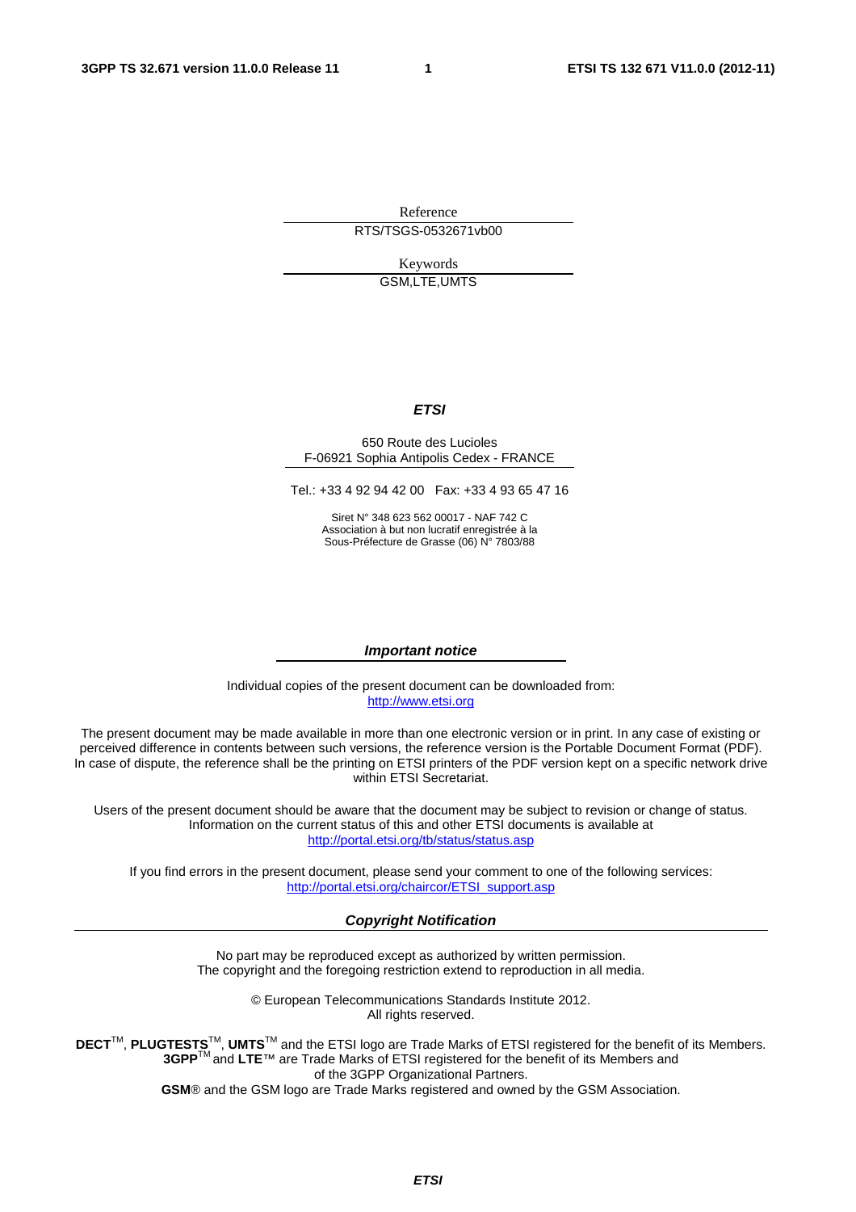Reference

RTS/TSGS-0532671vb00

Keywords

GSM,LTE,UMTS

***ETSI***

650 Route des Lucioles
F-06921 Sophia Antipolis Cedex - FRANCE

Tel.: +33 4 92 94 42 00 Fax: +33 4 93 65 47 16

Siret N° 348 623 562 00017 - NAF 742 C
Association à but non lucratif enregistrée à la
Sous-Préfecture de Grasse (06) N° 7803/88

***Important notice***

Individual copies of the present document can be downloaded from:
http://www.etsi.org

The present document may be made available in more than one electronic version or in print. In any case of existing or perceived difference in contents between such versions, the reference version is the Portable Document Format (PDF). In case of dispute, the reference shall be the printing on ETSI printers of the PDF version kept on a specific network drive within ETSI Secretariat.

Users of the present document should be aware that the document may be subject to revision or change of status. Information on the current status of this and other ETSI documents is available at
http://portal.etsi.org/tb/status/status.asp

If you find errors in the present document, please send your comment to one of the following services:
http://portal.etsi.org/chaircor/ETSI_support.asp

***Copyright Notification***

No part may be reproduced except as authorized by written permission.
The copyright and the foregoing restriction extend to reproduction in all media.

© European Telecommunications Standards Institute 2012.
All rights reserved.

**DECT**™, **PLUGTESTS**™, **UMTS**™ and the ETSI logo are Trade Marks of ETSI registered for the benefit of its Members.
**3GPP**™ and **LTE**™ are Trade Marks of ETSI registered for the benefit of its Members and of the 3GPP Organizational Partners.
**GSM**® and the GSM logo are Trade Marks registered and owned by the GSM Association.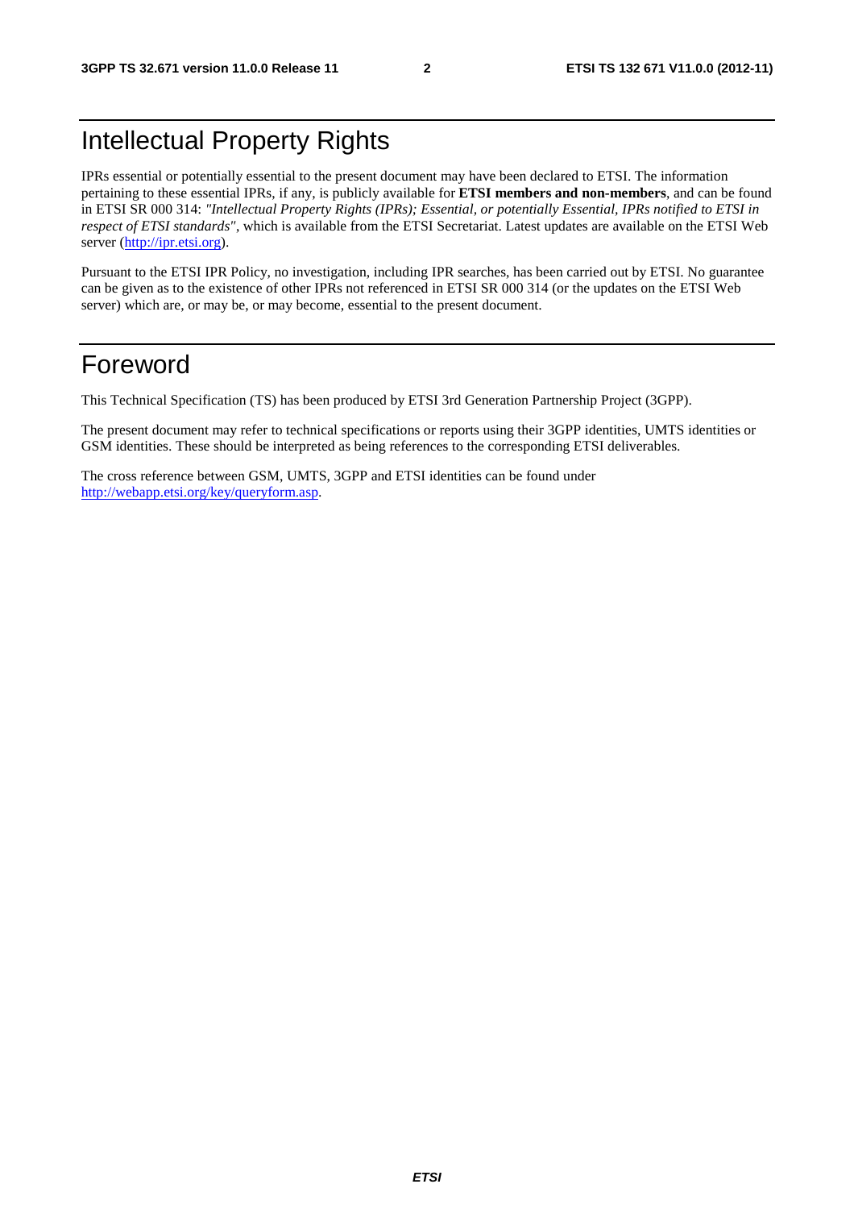# Intellectual Property Rights

IPRs essential or potentially essential to the present document may have been declared to ETSI. The information pertaining to these essential IPRs, if any, is publicly available for **ETSI members and non-members**, and can be found in ETSI SR 000 314: *"Intellectual Property Rights (IPRs); Essential, or potentially Essential, IPRs notified to ETSI in respect of ETSI standards"*, which is available from the ETSI Secretariat. Latest updates are available on the ETSI Web server (http://ipr.etsi.org).

Pursuant to the ETSI IPR Policy, no investigation, including IPR searches, has been carried out by ETSI. No guarantee can be given as to the existence of other IPRs not referenced in ETSI SR 000 314 (or the updates on the ETSI Web server) which are, or may be, or may become, essential to the present document.

# Foreword

This Technical Specification (TS) has been produced by ETSI 3rd Generation Partnership Project (3GPP).

The present document may refer to technical specifications or reports using their 3GPP identities, UMTS identities or GSM identities. These should be interpreted as being references to the corresponding ETSI deliverables.

The cross reference between GSM, UMTS, 3GPP and ETSI identities can be found under http://webapp.etsi.org/key/queryform.asp.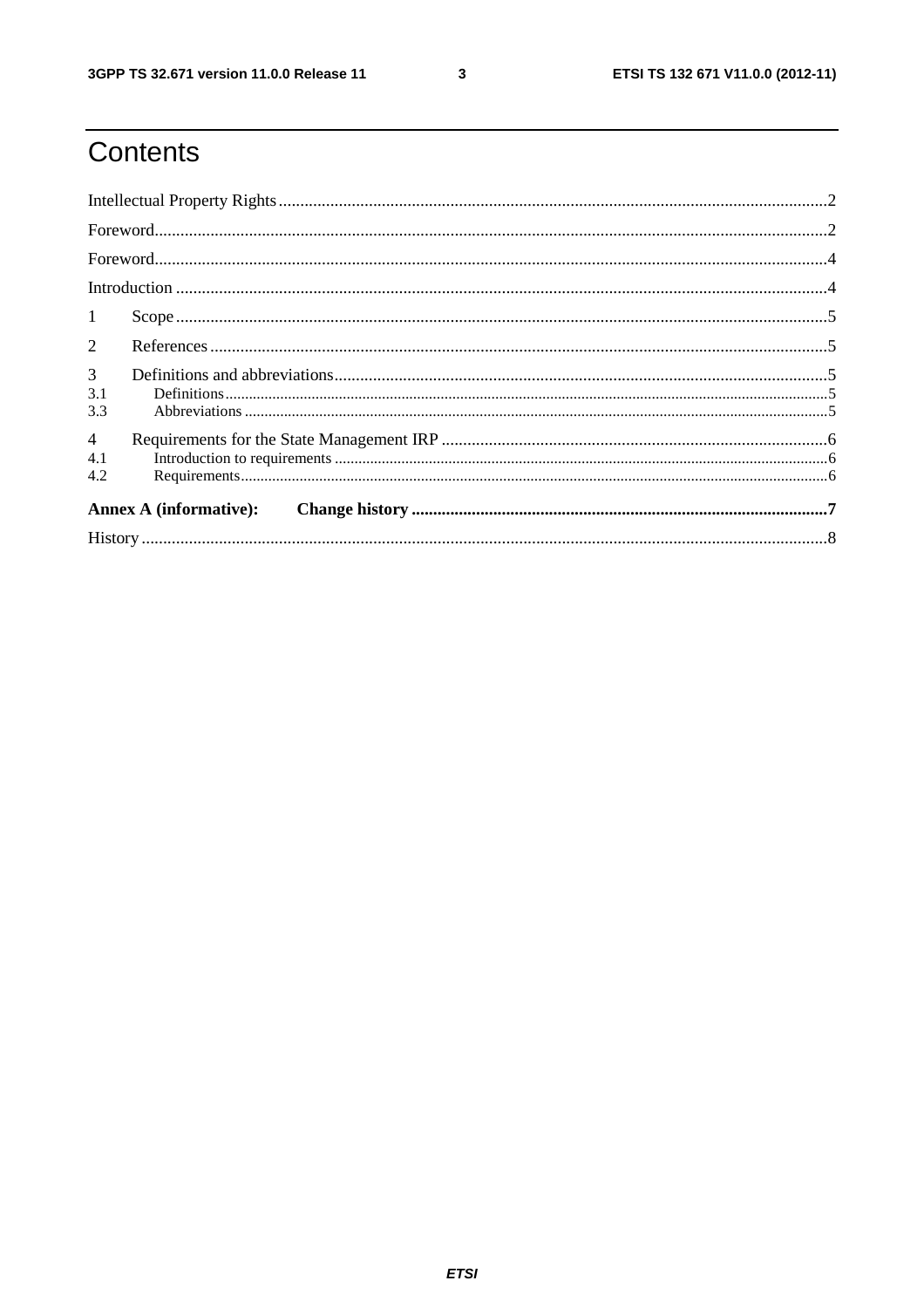# Contents

Intellectual Property Rights ................................................................................................................................2

Foreword.............................................................................................................................................................2

Foreword.............................................................................................................................................................4

Introduction ........................................................................................................................................................4

1 Scope ........................................................................................................................................................5

2 References ................................................................................................................................................5

3 Definitions and abbreviations ...................................................................................................................5

3.1 Definitions ..........................................................................................................................................................5

3.3 Abbreviations .....................................................................................................................................................5

4 Requirements for the State Management IRP ..........................................................................................6

4.1 Introduction to requirements ..............................................................................................................................6

4.2 Requirements ......................................................................................................................................................6

**Annex A (informative): Change history ..................................................................................................7**

History ................................................................................................................................................................8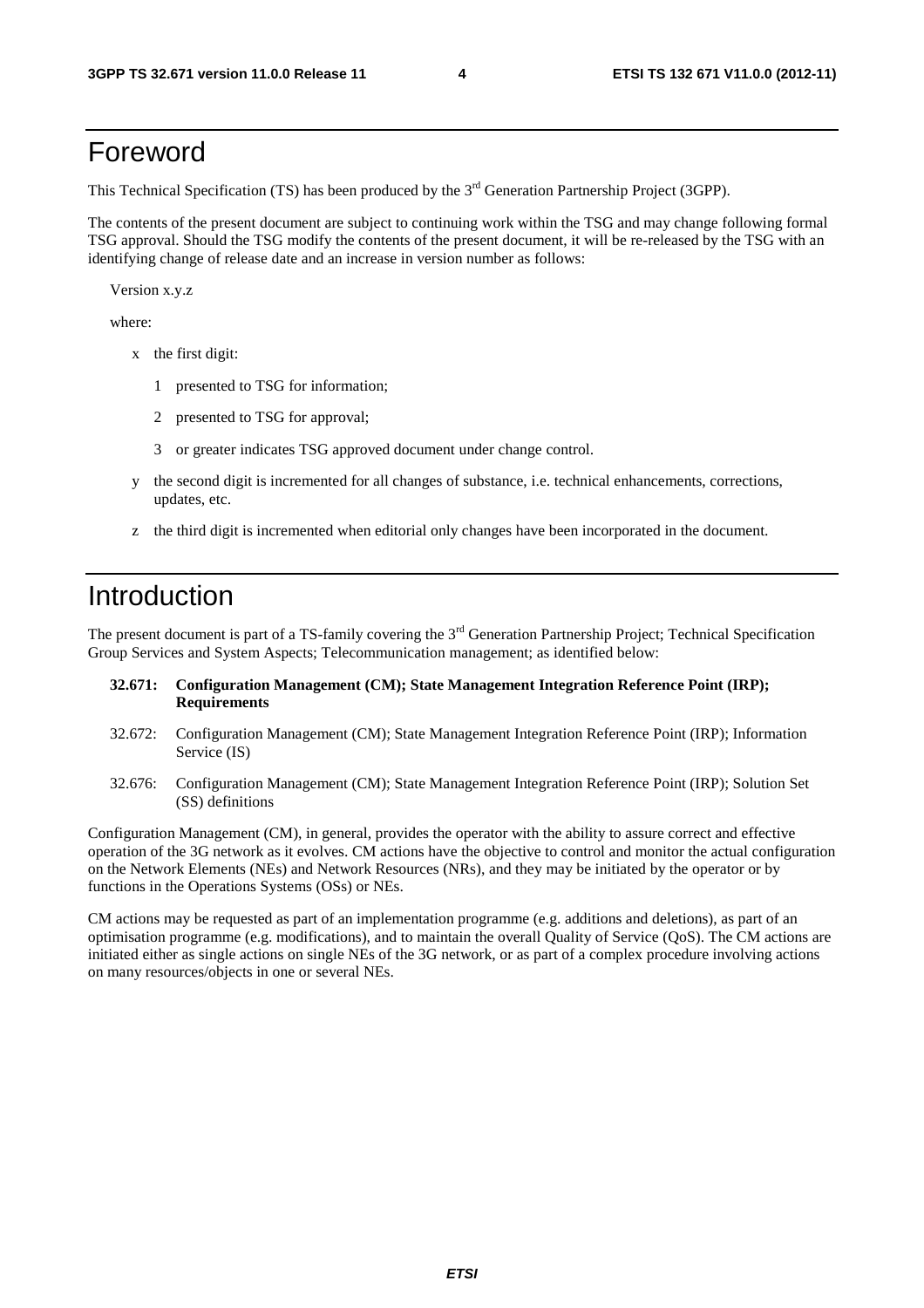# Foreword

This Technical Specification (TS) has been produced by the 3rd Generation Partnership Project (3GPP).

The contents of the present document are subject to continuing work within the TSG and may change following formal TSG approval. Should the TSG modify the contents of the present document, it will be re-released by the TSG with an identifying change of release date and an increase in version number as follows:

Version x.y.z

where:

- x the first digit:
  - 1 presented to TSG for information;
  - 2 presented to TSG for approval;
  - 3 or greater indicates TSG approved document under change control.
- y the second digit is incremented for all changes of substance, i.e. technical enhancements, corrections, updates, etc.
- z the third digit is incremented when editorial only changes have been incorporated in the document.

# Introduction

The present document is part of a TS-family covering the 3rd Generation Partnership Project; Technical Specification Group Services and System Aspects; Telecommunication management; as identified below:

**32.671: Configuration Management (CM); State Management Integration Reference Point (IRP); Requirements**

32.672: Configuration Management (CM); State Management Integration Reference Point (IRP); Information Service (IS)

32.676: Configuration Management (CM); State Management Integration Reference Point (IRP); Solution Set (SS) definitions

Configuration Management (CM), in general, provides the operator with the ability to assure correct and effective operation of the 3G network as it evolves. CM actions have the objective to control and monitor the actual configuration on the Network Elements (NEs) and Network Resources (NRs), and they may be initiated by the operator or by functions in the Operations Systems (OSs) or NEs.

CM actions may be requested as part of an implementation programme (e.g. additions and deletions), as part of an optimisation programme (e.g. modifications), and to maintain the overall Quality of Service (QoS). The CM actions are initiated either as single actions on single NEs of the 3G network, or as part of a complex procedure involving actions on many resources/objects in one or several NEs.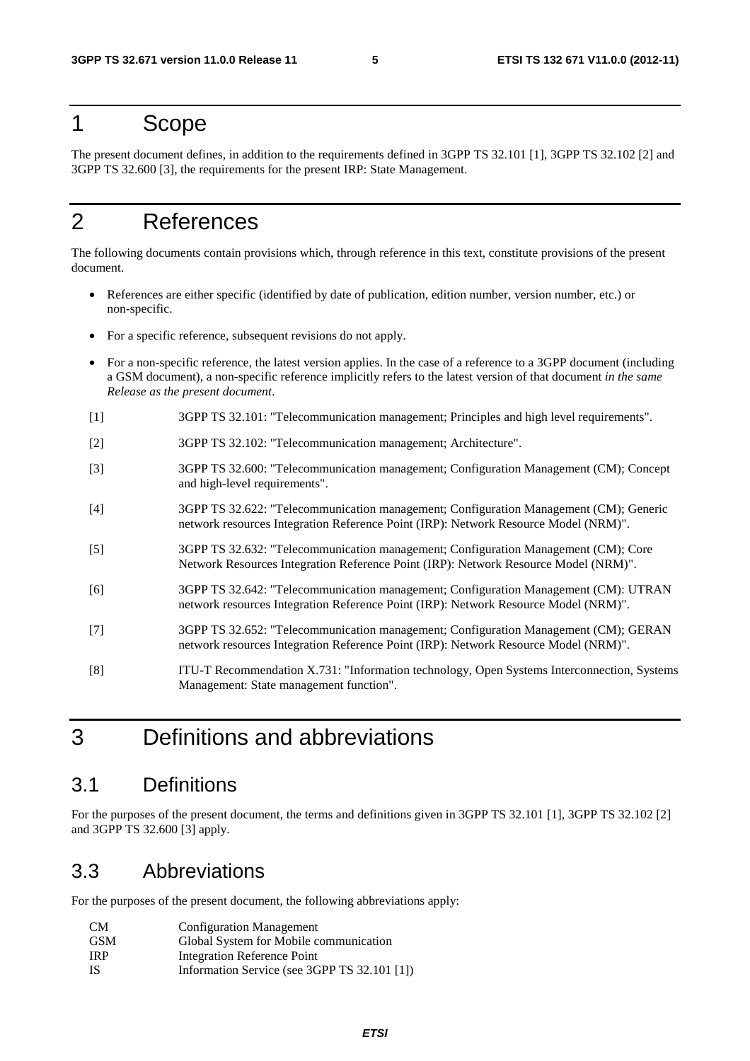# 1 Scope

The present document defines, in addition to the requirements defined in 3GPP TS 32.101 [1], 3GPP TS 32.102 [2] and 3GPP TS 32.600 [3], the requirements for the present IRP: State Management.

# 2 References

The following documents contain provisions which, through reference in this text, constitute provisions of the present document.

- References are either specific (identified by date of publication, edition number, version number, etc.) or non-specific.
- For a specific reference, subsequent revisions do not apply.
- For a non-specific reference, the latest version applies. In the case of a reference to a 3GPP document (including a GSM document), a non-specific reference implicitly refers to the latest version of that document *in the same Release as the present document*.

[1] 3GPP TS 32.101: "Telecommunication management; Principles and high level requirements".

[2] 3GPP TS 32.102: "Telecommunication management; Architecture".

[3] 3GPP TS 32.600: "Telecommunication management; Configuration Management (CM); Concept and high-level requirements".

[4] 3GPP TS 32.622: "Telecommunication management; Configuration Management (CM); Generic network resources Integration Reference Point (IRP): Network Resource Model (NRM)".

[5] 3GPP TS 32.632: "Telecommunication management; Configuration Management (CM); Core Network Resources Integration Reference Point (IRP): Network Resource Model (NRM)".

[6] 3GPP TS 32.642: "Telecommunication management; Configuration Management (CM): UTRAN network resources Integration Reference Point (IRP): Network Resource Model (NRM)".

[7] 3GPP TS 32.652: "Telecommunication management; Configuration Management (CM); GERAN network resources Integration Reference Point (IRP): Network Resource Model (NRM)".

[8] ITU-T Recommendation X.731: "Information technology, Open Systems Interconnection, Systems Management: State management function".

# 3 Definitions and abbreviations

## 3.1 Definitions

For the purposes of the present document, the terms and definitions given in 3GPP TS 32.101 [1], 3GPP TS 32.102 [2] and 3GPP TS 32.600 [3] apply.

## 3.3 Abbreviations

For the purposes of the present document, the following abbreviations apply:

| | |
|---|---|
| CM | Configuration Management |
| GSM | Global System for Mobile communication |
| IRP | Integration Reference Point |
| IS | Information Service (see 3GPP TS 32.101 [1]) |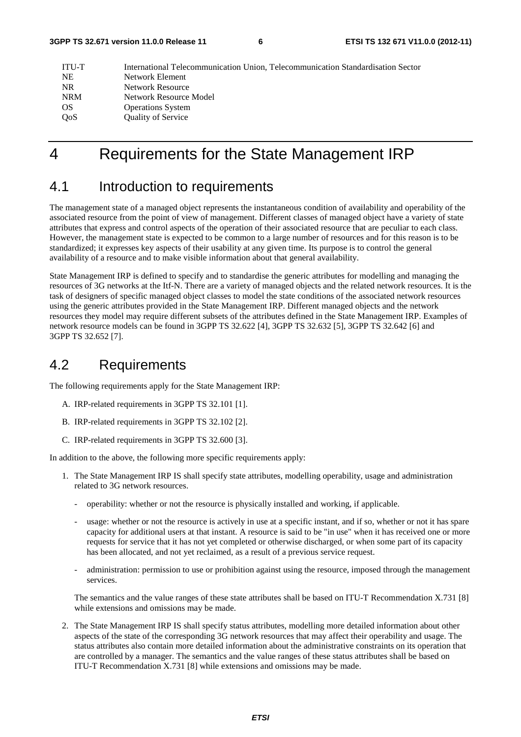| | |
|---|---|
| ITU-T | International Telecommunication Union, Telecommunication Standardisation Sector |
| NE | Network Element |
| NR | Network Resource |
| NRM | Network Resource Model |
| OS | Operations System |
| QoS | Quality of Service |

# 4 Requirements for the State Management IRP

## 4.1 Introduction to requirements

The management state of a managed object represents the instantaneous condition of availability and operability of the associated resource from the point of view of management. Different classes of managed object have a variety of state attributes that express and control aspects of the operation of their associated resource that are peculiar to each class. However, the management state is expected to be common to a large number of resources and for this reason is to be standardized; it expresses key aspects of their usability at any given time. Its purpose is to control the general availability of a resource and to make visible information about that general availability.

State Management IRP is defined to specify and to standardise the generic attributes for modelling and managing the resources of 3G networks at the Itf-N. There are a variety of managed objects and the related network resources. It is the task of designers of specific managed object classes to model the state conditions of the associated network resources using the generic attributes provided in the State Management IRP. Different managed objects and the network resources they model may require different subsets of the attributes defined in the State Management IRP. Examples of network resource models can be found in 3GPP TS 32.622 [4], 3GPP TS 32.632 [5], 3GPP TS 32.642 [6] and 3GPP TS 32.652 [7].

## 4.2 Requirements

The following requirements apply for the State Management IRP:

A. IRP-related requirements in 3GPP TS 32.101 [1].

B. IRP-related requirements in 3GPP TS 32.102 [2].

C. IRP-related requirements in 3GPP TS 32.600 [3].

In addition to the above, the following more specific requirements apply:

1. The State Management IRP IS shall specify state attributes, modelling operability, usage and administration related to 3G network resources.

   - operability: whether or not the resource is physically installed and working, if applicable.

   - usage: whether or not the resource is actively in use at a specific instant, and if so, whether or not it has spare capacity for additional users at that instant. A resource is said to be "in use" when it has received one or more requests for service that it has not yet completed or otherwise discharged, or when some part of its capacity has been allocated, and not yet reclaimed, as a result of a previous service request.

   - administration: permission to use or prohibition against using the resource, imposed through the management services.

   The semantics and the value ranges of these state attributes shall be based on ITU-T Recommendation X.731 [8] while extensions and omissions may be made.

2. The State Management IRP IS shall specify status attributes, modelling more detailed information about other aspects of the state of the corresponding 3G network resources that may affect their operability and usage. The status attributes also contain more detailed information about the administrative constraints on its operation that are controlled by a manager. The semantics and the value ranges of these status attributes shall be based on ITU-T Recommendation X.731 [8] while extensions and omissions may be made.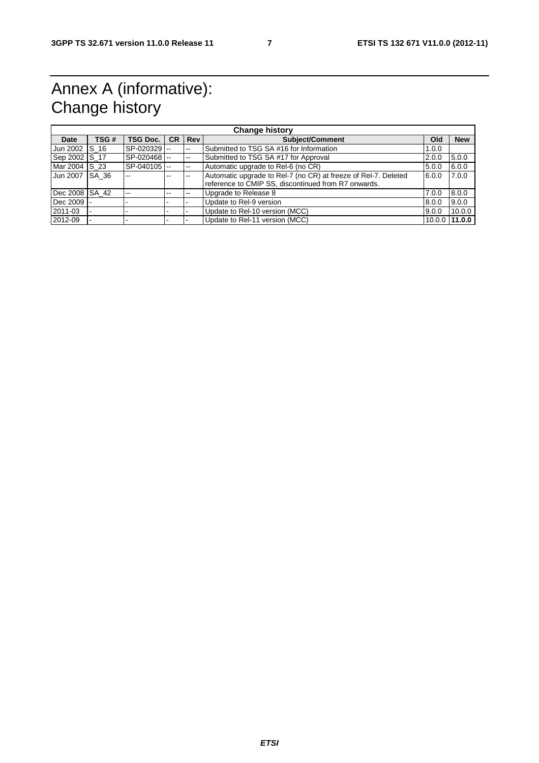# Annex A (informative): Change history

| Change history | | | | | | | |
|---|---|---|---|---|---|---|---|
| **Date** | **TSG #** | **TSG Doc.** | **CR** | **Rev** | **Subject/Comment** | **Old** | **New** |
| Jun 2002 | S_16 | SP-020329 | -- | -- | Submitted to TSG SA #16 for Information | 1.0.0 | |
| Sep 2002 | S_17 | SP-020468 | -- | -- | Submitted to TSG SA #17 for Approval | 2.0.0 | 5.0.0 |
| Mar 2004 | S_23 | SP-040105 | -- | -- | Automatic upgrade to Rel-6 (no CR) | 5.0.0 | 6.0.0 |
| Jun 2007 | SA_36 | -- | -- | -- | Automatic upgrade to Rel-7 (no CR) at freeze of Rel-7. Deleted reference to CMIP SS, discontinued from R7 onwards. | 6.0.0 | 7.0.0 |
| Dec 2008 | SA_42 | -- | -- | -- | Upgrade to Release 8 | 7.0.0 | 8.0.0 |
| Dec 2009 | - | - | - | - | Update to Rel-9 version | 8.0.0 | 9.0.0 |
| 2011-03 | - | - | - | - | Update to Rel-10 version (MCC) | 9.0.0 | 10.0.0 |
| 2012-09 | - | - | - | - | Update to Rel-11 version (MCC) | 10.0.0 | **11.0.0** |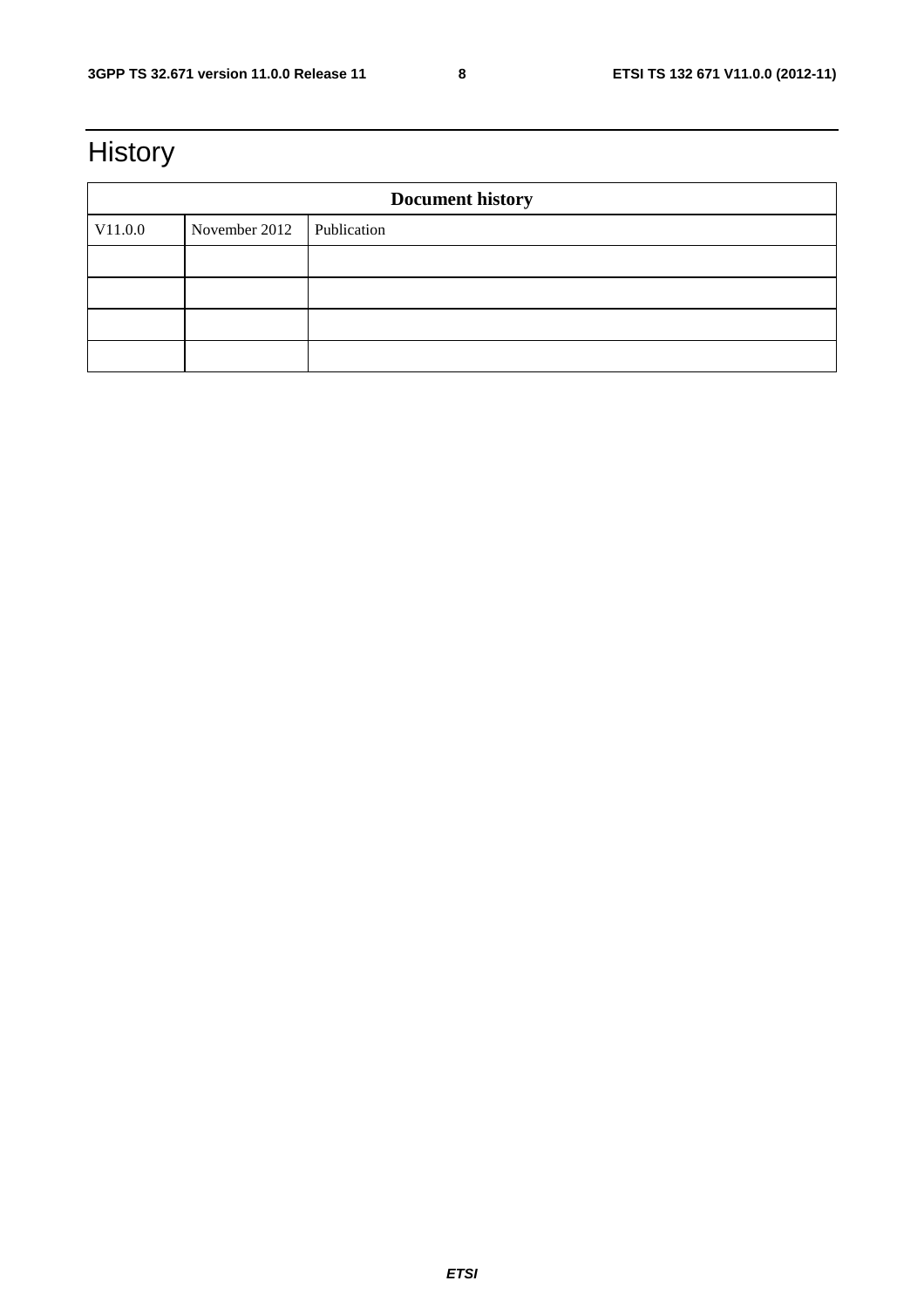# History

| Document history | | |
|---|---|---|
| V11.0.0 | November 2012 | Publication |
| | | |
| | | |
| | | |
| | | |